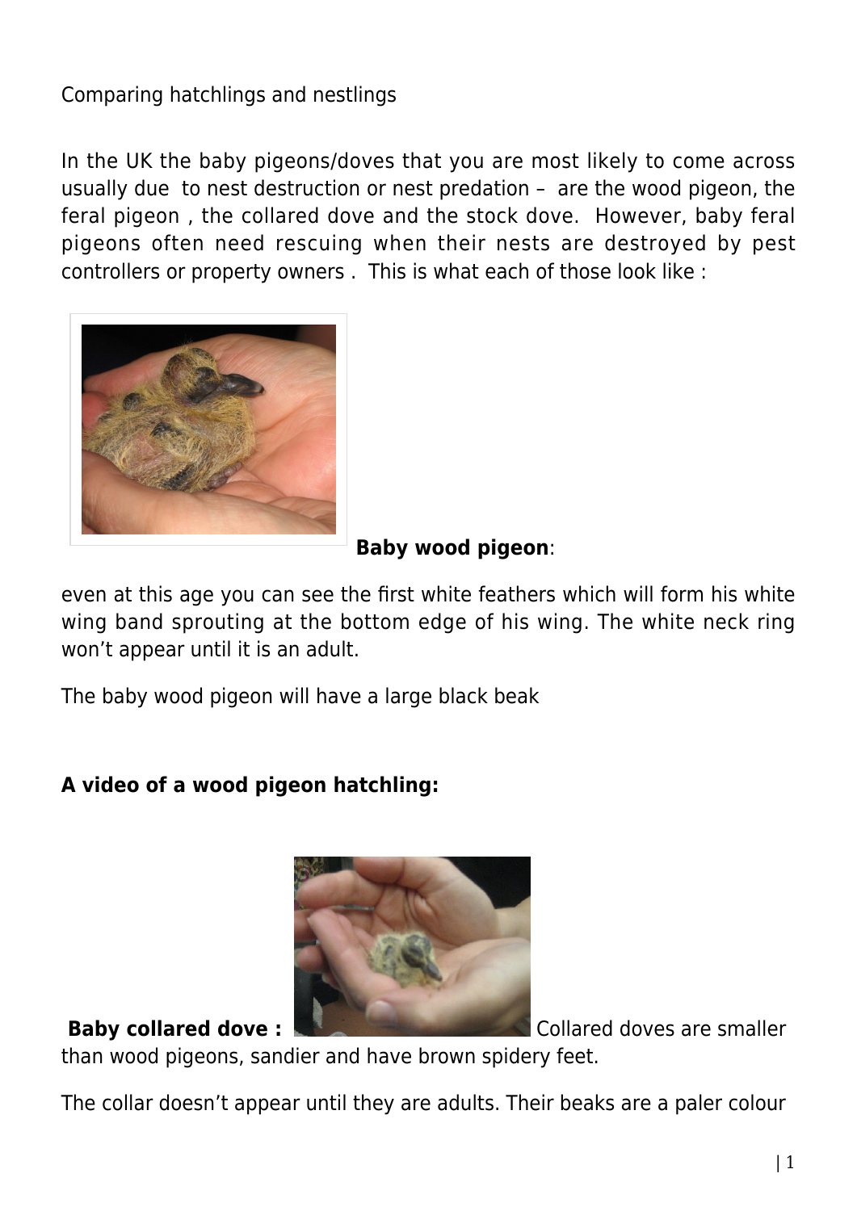Comparing hatchlings and nestlings

In the UK the baby pigeons/doves that you are most likely to come across usually due to nest destruction or nest predation – are the wood pigeon, the feral pigeon , the collared dove and the stock dove. However, baby feral pigeons often need rescuing when their nests are destroyed by pest controllers or property owners . This is what each of those look like :

**Baby wood pigeon**:

even at this age you can see the first white feathers which will form his white wing band sprouting at the bottom edge of his wing. The white neck ring won't appear until it is an adult.

The baby wood pigeon will have a large black beak

**A video of a wood pigeon hatchling:**

**Baby collared dove :** Collared doves are smaller than wood pigeons, sandier and have brown spidery feet.

The collar doesn't appear until they are adults. Their beaks are a paler colour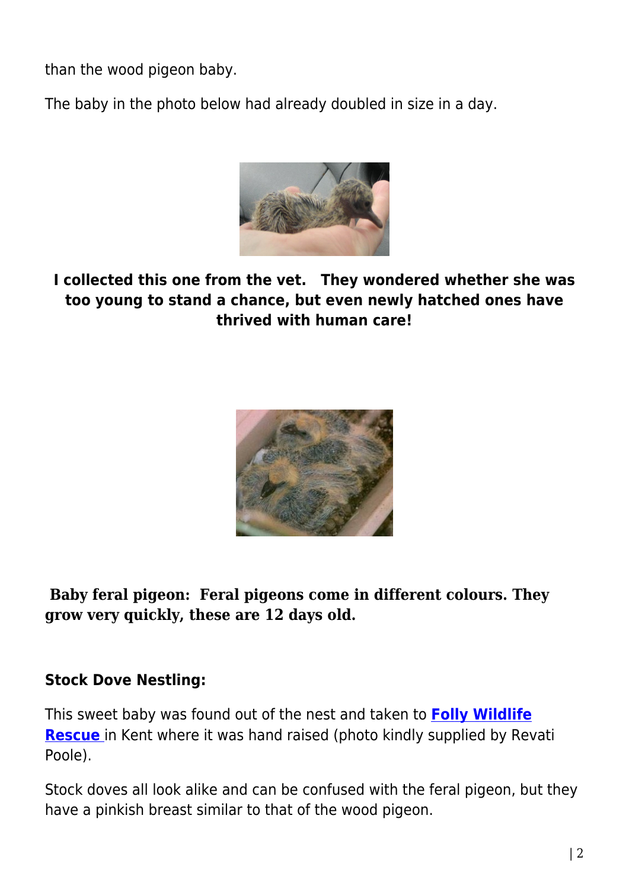than the wood pigeon baby.

The baby in the photo below had already doubled in size in a day.

**I collected this one from the vet. They wondered whether she was too young to stand a chance, but even newly hatched ones have thrived with human care!**

**Baby feral pigeon: Feral pigeons come in different colours. They grow very quickly, these are 12 days old.**

**Stock Dove Nestling:**

This sweet baby was found out of the nest and taken to **Folly Wildlife Rescue** in Kent where it was hand raised (photo kindly supplied by Revati Poole).

Stock doves all look alike and can be confused with the feral pigeon, but they have a pinkish breast similar to that of the wood pigeon.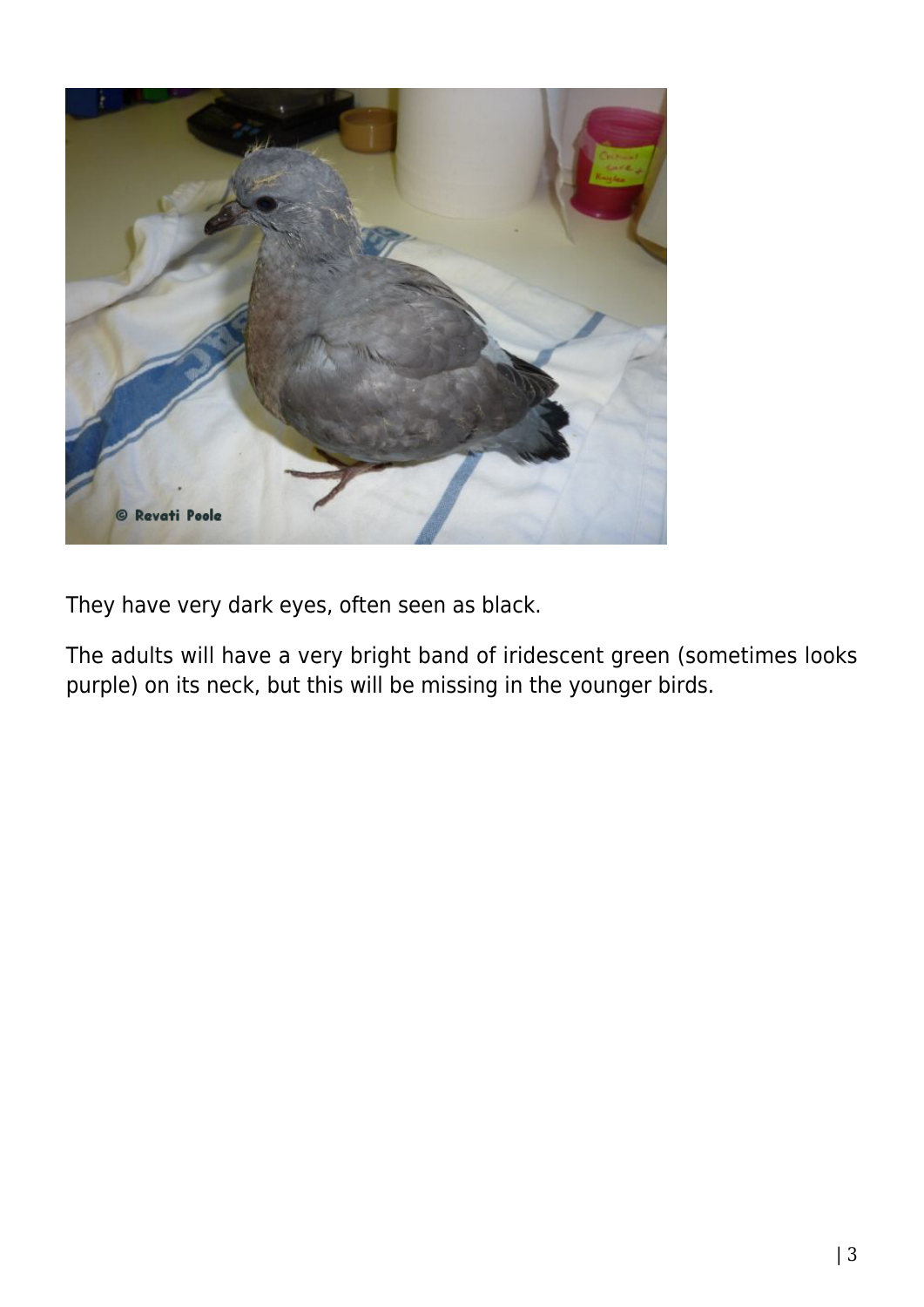They have very dark eyes, often seen as black.

The adults will have a very bright band of iridescent green (sometimes looks purple) on its neck, but this will be missing in the younger birds.